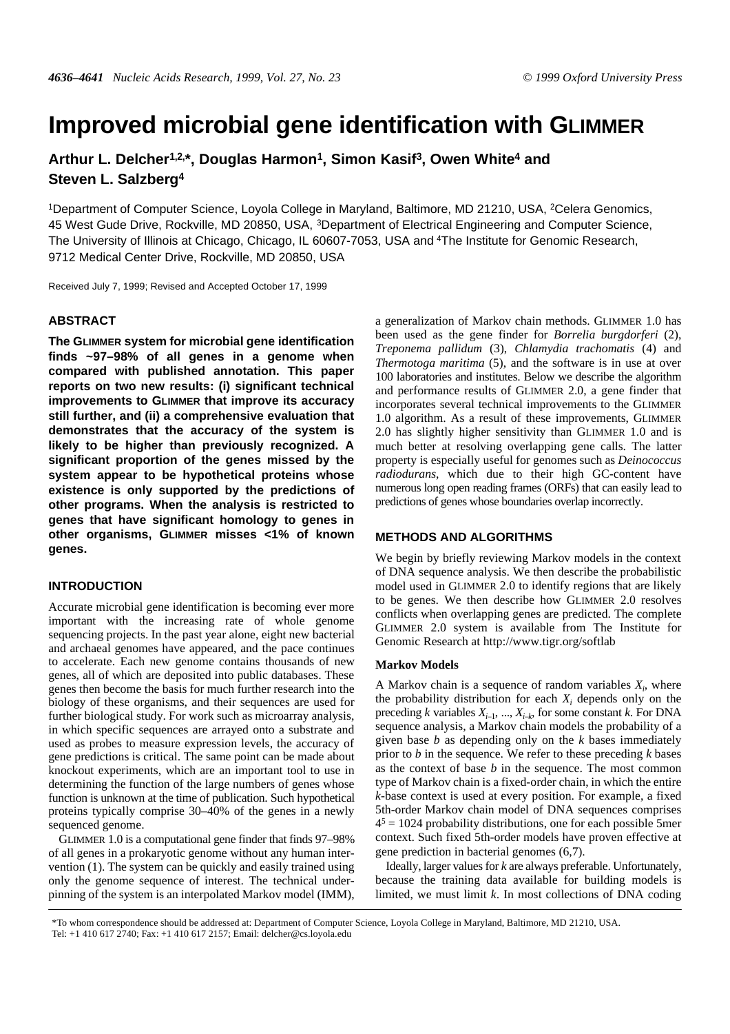# Improved microbial gene identification with GLIMMER

**Arthur L. Delcher[1,2,*], Douglas Harmon[1], Simon Kasif[3], Owen White[4] and Steven L. Salzberg[4]**

[1]Department of Computer Science, Loyola College in Maryland, Baltimore, MD 21210, USA, [2]Celera Genomics, 45 West Gude Drive, Rockville, MD 20850, USA, [3]Department of Electrical Engineering and Computer Science, The University of Illinois at Chicago, Chicago, IL 60607-7053, USA and [4]The Institute for Genomic Research, 9712 Medical Center Drive, Rockville, MD 20850, USA

Received July 7, 1999; Revised and Accepted October 17, 1999

## ABSTRACT

**The GLIMMER system for microbial gene identification finds ~97–98% of all genes in a genome when compared with published annotation. This paper reports on two new results: (i) significant technical improvements to GLIMMER that improve its accuracy still further, and (ii) a comprehensive evaluation that demonstrates that the accuracy of the system is likely to be higher than previously recognized. A significant proportion of the genes missed by the system appear to be hypothetical proteins whose existence is only supported by the predictions of other programs. When the analysis is restricted to genes that have significant homology to genes in other organisms, GLIMMER misses <1% of known genes.**

## INTRODUCTION

Accurate microbial gene identification is becoming ever more important with the increasing rate of whole genome sequencing projects. In the past year alone, eight new bacterial and archaeal genomes have appeared, and the pace continues to accelerate. Each new genome contains thousands of new genes, all of which are deposited into public databases. These genes then become the basis for much further research into the biology of these organisms, and their sequences are used for further biological study. For work such as microarray analysis, in which specific sequences are arrayed onto a substrate and used as probes to measure expression levels, the accuracy of gene predictions is critical. The same point can be made about knockout experiments, which are an important tool to use in determining the function of the large numbers of genes whose function is unknown at the time of publication. Such hypothetical proteins typically comprise 30–40% of the genes in a newly sequenced genome.

GLIMMER 1.0 is a computational gene finder that finds 97–98% of all genes in a prokaryotic genome without any human intervention (1). The system can be quickly and easily trained using only the genome sequence of interest. The technical underpinning of the system is an interpolated Markov model (IMM), a generalization of Markov chain methods. GLIMMER 1.0 has been used as the gene finder for *Borrelia burgdorferi* (2), *Treponema pallidum* (3), *Chlamydia trachomatis* (4) and *Thermotoga maritima* (5), and the software is in use at over 100 laboratories and institutes. Below we describe the algorithm and performance results of GLIMMER 2.0, a gene finder that incorporates several technical improvements to the GLIMMER 1.0 algorithm. As a result of these improvements, GLIMMER 2.0 has slightly higher sensitivity than GLIMMER 1.0 and is much better at resolving overlapping gene calls. The latter property is especially useful for genomes such as *Deinococcus radiodurans*, which due to their high GC-content have numerous long open reading frames (ORFs) that can easily lead to predictions of genes whose boundaries overlap incorrectly.

## METHODS AND ALGORITHMS

We begin by briefly reviewing Markov models in the context of DNA sequence analysis. We then describe the probabilistic model used in GLIMMER 2.0 to identify regions that are likely to be genes. We then describe how GLIMMER 2.0 resolves conflicts when overlapping genes are predicted. The complete GLIMMER 2.0 system is available from The Institute for Genomic Research at http://www.tigr.org/softlab

### Markov Models

A Markov chain is a sequence of random variables $X_i$, where the probability distribution for each $X_i$ depends only on the preceding $k$ variables $X_{i-1}, ..., X_{i-k}$, for some constant $k$. For DNA sequence analysis, a Markov chain models the probability of a given base $b$ as depending only on the $k$ bases immediately prior to $b$ in the sequence. We refer to these preceding $k$ bases as the context of base $b$ in the sequence. The most common type of Markov chain is a fixed-order chain, in which the entire $k$-base context is used at every position. For example, a fixed 5th-order Markov chain model of DNA sequences comprises $4^5 = 1024$ probability distributions, one for each possible 5mer context. Such fixed 5th-order models have proven effective at gene prediction in bacterial genomes (6,7).

Ideally, larger values for $k$ are always preferable. Unfortunately, because the training data available for building models is limited, we must limit $k$. In most collections of DNA coding

*To whom correspondence should be addressed at: Department of Computer Science, Loyola College in Maryland, Baltimore, MD 21210, USA. Tel: +1 410 617 2740; Fax: +1 410 617 2157; Email: delcher@cs.loyola.edu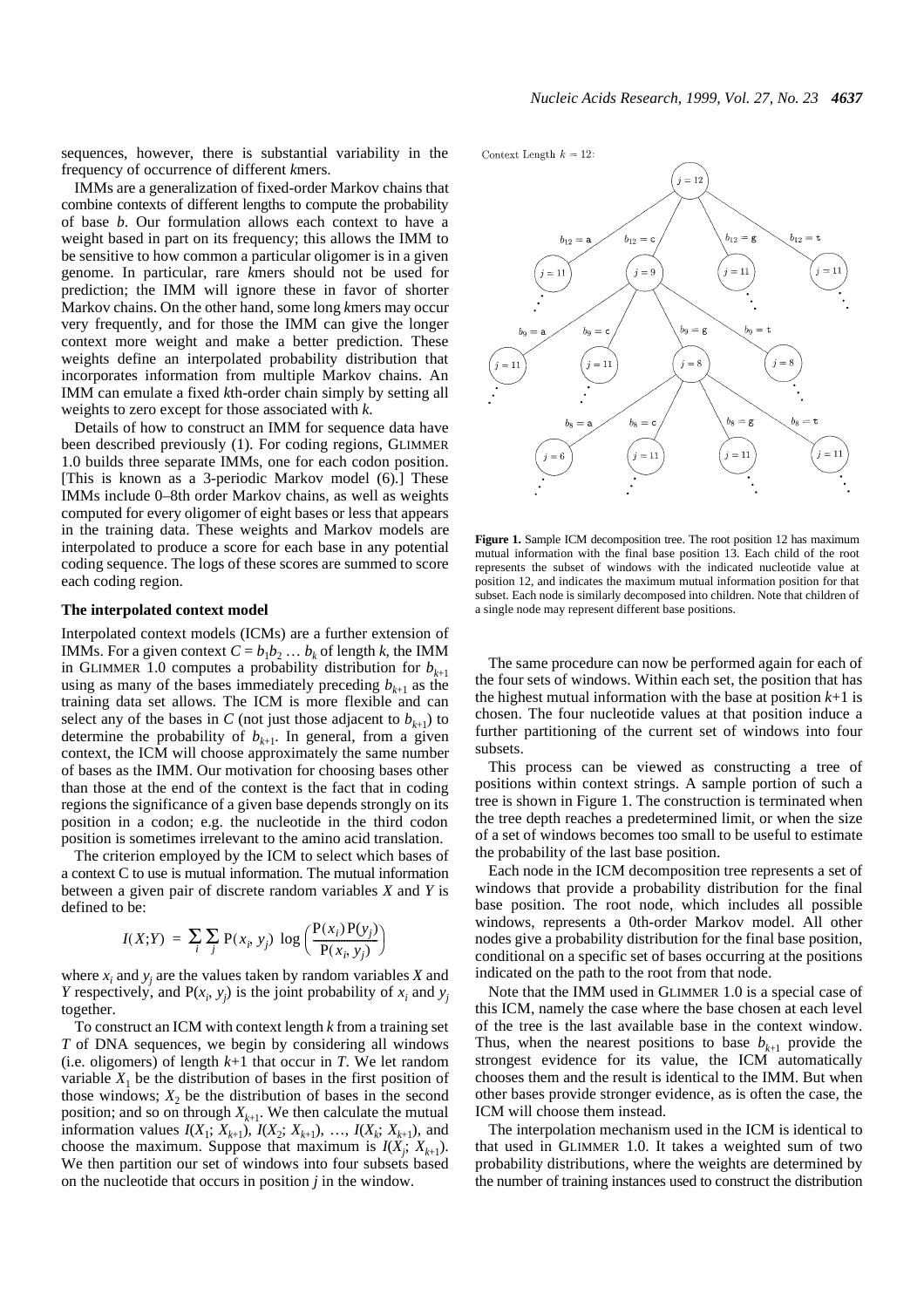sequences, however, there is substantial variability in the frequency of occurrence of different *k*mers.

IMMs are a generalization of fixed-order Markov chains that combine contexts of different lengths to compute the probability of base *b*. Our formulation allows each context to have a weight based in part on its frequency; this allows the IMM to be sensitive to how common a particular oligomer is in a given genome. In particular, rare *k*mers should not be used for prediction; the IMM will ignore these in favor of shorter Markov chains. On the other hand, some long *k*mers may occur very frequently, and for those the IMM can give the longer context more weight and make a better prediction. These weights define an interpolated probability distribution that incorporates information from multiple Markov chains. An IMM can emulate a fixed *k*th-order chain simply by setting all weights to zero except for those associated with *k*.

Details of how to construct an IMM for sequence data have been described previously (1). For coding regions, GLIMMER 1.0 builds three separate IMMs, one for each codon position. [This is known as a 3-periodic Markov model (6).] These IMMs include 0–8th order Markov chains, as well as weights computed for every oligomer of eight bases or less that appears in the training data. These weights and Markov models are interpolated to produce a score for each base in any potential coding sequence. The logs of these scores are summed to score each coding region.

### The interpolated context model

Interpolated context models (ICMs) are a further extension of IMMs. For a given context $C = b_1 b_2 \ldots b_k$ of length *k*, the IMM in GLIMMER 1.0 computes a probability distribution for $b_{k+1}$ using as many of the bases immediately preceding $b_{k+1}$ as the training data set allows. The ICM is more flexible and can select any of the bases in *C* (not just those adjacent to $b_{k+1}$) to determine the probability of $b_{k+1}$. In general, from a given context, the ICM will choose approximately the same number of bases as the IMM. Our motivation for choosing bases other than those at the end of the context is the fact that in coding regions the significance of a given base depends strongly on its position in a codon; e.g. the nucleotide in the third codon position is sometimes irrelevant to the amino acid translation.

The criterion employed by the ICM to select which bases of a context C to use is mutual information. The mutual information between a given pair of discrete random variables *X* and *Y* is defined to be:

$$I(X;Y) = \sum_i \sum_j \mathrm{P}(x_i, y_j) \log \left( \frac{\mathrm{P}(x_i)\mathrm{P}(y_j)}{\mathrm{P}(x_i, y_j)} \right)$$

where $x_i$ and $y_j$ are the values taken by random variables *X* and *Y* respectively, and $\mathrm{P}(x_i, y_j)$ is the joint probability of $x_i$ and $y_j$ together.

To construct an ICM with context length *k* from a training set *T* of DNA sequences, we begin by considering all windows (i.e. oligomers) of length *k*+1 that occur in *T*. We let random variable $X_1$ be the distribution of bases in the first position of those windows; $X_2$ be the distribution of bases in the second position; and so on through $X_{k+1}$. We then calculate the mutual information values $I(X_1; X_{k+1})$, $I(X_2; X_{k+1})$, …, $I(X_k; X_{k+1})$, and choose the maximum. Suppose that maximum is $I(X_j; X_{k+1})$. We then partition our set of windows into four subsets based on the nucleotide that occurs in position *j* in the window.

**Figure 1.** Sample ICM decomposition tree. The root position 12 has maximum mutual information with the final base position 13. Each child of the root represents the subset of windows with the indicated nucleotide value at position 12, and indicates the maximum mutual information position for that subset. Each node is similarly decomposed into children. Note that children of a single node may represent different base positions.

The same procedure can now be performed again for each of the four sets of windows. Within each set, the position that has the highest mutual information with the base at position *k*+1 is chosen. The four nucleotide values at that position induce a further partitioning of the current set of windows into four subsets.

This process can be viewed as constructing a tree of positions within context strings. A sample portion of such a tree is shown in Figure 1. The construction is terminated when the tree depth reaches a predetermined limit, or when the size of a set of windows becomes too small to be useful to estimate the probability of the last base position.

Each node in the ICM decomposition tree represents a set of windows that provide a probability distribution for the final base position. The root node, which includes all possible windows, represents a 0th-order Markov model. All other nodes give a probability distribution for the final base position, conditional on a specific set of bases occurring at the positions indicated on the path to the root from that node.

Note that the IMM used in GLIMMER 1.0 is a special case of this ICM, namely the case where the base chosen at each level of the tree is the last available base in the context window. Thus, when the nearest positions to base $b_{k+1}$ provide the strongest evidence for its value, the ICM automatically chooses them and the result is identical to the IMM. But when other bases provide stronger evidence, as is often the case, the ICM will choose them instead.

The interpolation mechanism used in the ICM is identical to that used in GLIMMER 1.0. It takes a weighted sum of two probability distributions, where the weights are determined by the number of training instances used to construct the distribution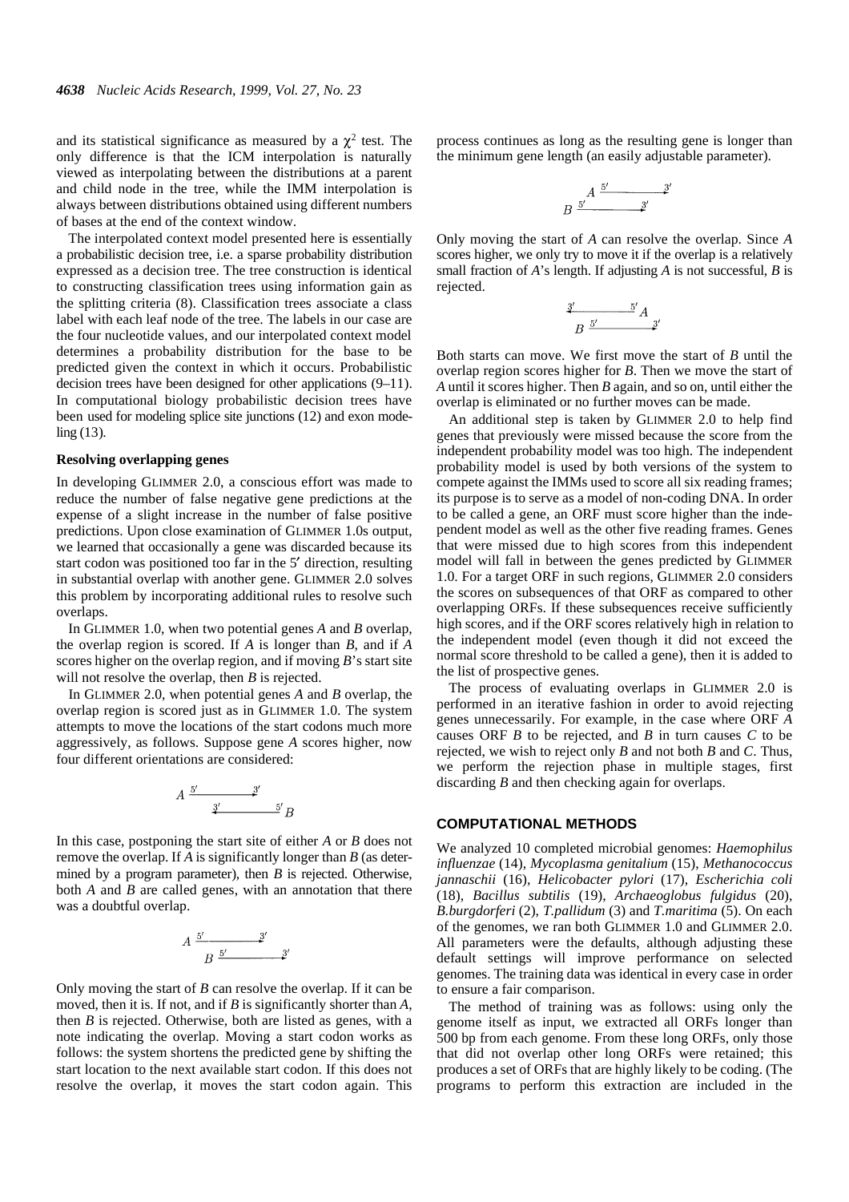and its statistical significance as measured by a $\chi^2$ test. The only difference is that the ICM interpolation is naturally viewed as interpolating between the distributions at a parent and child node in the tree, while the IMM interpolation is always between distributions obtained using different numbers of bases at the end of the context window.

The interpolated context model presented here is essentially a probabilistic decision tree, i.e. a sparse probability distribution expressed as a decision tree. The tree construction is identical to constructing classification trees using information gain as the splitting criteria (8). Classification trees associate a class label with each leaf node of the tree. The labels in our case are the four nucleotide values, and our interpolated context model determines a probability distribution for the base to be predicted given the context in which it occurs. Probabilistic decision trees have been designed for other applications (9–11). In computational biology probabilistic decision trees have been used for modeling splice site junctions (12) and exon modeling (13).

### Resolving overlapping genes

In developing GLIMMER 2.0, a conscious effort was made to reduce the number of false negative gene predictions at the expense of a slight increase in the number of false positive predictions. Upon close examination of GLIMMER 1.0s output, we learned that occasionally a gene was discarded because its start codon was positioned too far in the 5′ direction, resulting in substantial overlap with another gene. GLIMMER 2.0 solves this problem by incorporating additional rules to resolve such overlaps.

In GLIMMER 1.0, when two potential genes *A* and *B* overlap, the overlap region is scored. If *A* is longer than *B*, and if *A* scores higher on the overlap region, and if moving *B*'s start site will not resolve the overlap, then *B* is rejected.

In GLIMMER 2.0, when potential genes *A* and *B* overlap, the overlap region is scored just as in GLIMMER 1.0. The system attempts to move the locations of the start codons much more aggressively, as follows. Suppose gene *A* scores higher, now four different orientations are considered:

```
A 5'————————>3'
        3'<————————5' B
```

In this case, postponing the start site of either *A* or *B* does not remove the overlap. If *A* is significantly longer than *B* (as determined by a program parameter), then *B* is rejected. Otherwise, both *A* and *B* are called genes, with an annotation that there was a doubtful overlap.

```
A 5'————————>3'
      B 5'————————>3'
```

Only moving the start of *B* can resolve the overlap. If it can be moved, then it is. If not, and if *B* is significantly shorter than *A*, then *B* is rejected. Otherwise, both are listed as genes, with a note indicating the overlap. Moving a start codon works as follows: the system shortens the predicted gene by shifting the start location to the next available start codon. If this does not resolve the overlap, it moves the start codon again. This process continues as long as the resulting gene is longer than the minimum gene length (an easily adjustable parameter).

```
      A 5'————————>3'
B 5'————————>3'
```

Only moving the start of *A* can resolve the overlap. Since *A* scores higher, we only try to move it if the overlap is a relatively small fraction of *A*'s length. If adjusting *A* is not successful, *B* is rejected.

```
3'<————————5' A
    B 5'————————>3'
```

Both starts can move. We first move the start of *B* until the overlap region scores higher for *B*. Then we move the start of *A* until it scores higher. Then *B* again, and so on, until either the overlap is eliminated or no further moves can be made.

An additional step is taken by GLIMMER 2.0 to help find genes that previously were missed because the score from the independent probability model was too high. The independent probability model is used by both versions of the system to compete against the IMMs used to score all six reading frames; its purpose is to serve as a model of non-coding DNA. In order to be called a gene, an ORF must score higher than the independent model as well as the other five reading frames. Genes that were missed due to high scores from this independent model will fall in between the genes predicted by GLIMMER 1.0. For a target ORF in such regions, GLIMMER 2.0 considers the scores on subsequences of that ORF as compared to other overlapping ORFs. If these subsequences receive sufficiently high scores, and if the ORF scores relatively high in relation to the independent model (even though it did not exceed the normal score threshold to be called a gene), then it is added to the list of prospective genes.

The process of evaluating overlaps in GLIMMER 2.0 is performed in an iterative fashion in order to avoid rejecting genes unnecessarily. For example, in the case where ORF *A* causes ORF *B* to be rejected, and *B* in turn causes *C* to be rejected, we wish to reject only *B* and not both *B* and *C*. Thus, we perform the rejection phase in multiple stages, first discarding *B* and then checking again for overlaps.

## COMPUTATIONAL METHODS

We analyzed 10 completed microbial genomes: *Haemophilus influenzae* (14), *Mycoplasma genitalium* (15), *Methanococcus jannaschii* (16), *Helicobacter pylori* (17), *Escherichia coli* (18), *Bacillus subtilis* (19), *Archaeoglobus fulgidus* (20), *B.burgdorferi* (2), *T.pallidum* (3) and *T.maritima* (5). On each of the genomes, we ran both GLIMMER 1.0 and GLIMMER 2.0. All parameters were the defaults, although adjusting these default settings will improve performance on selected genomes. The training data was identical in every case in order to ensure a fair comparison.

The method of training was as follows: using only the genome itself as input, we extracted all ORFs longer than 500 bp from each genome. From these long ORFs, only those that did not overlap other long ORFs were retained; this produces a set of ORFs that are highly likely to be coding. (The programs to perform this extraction are included in the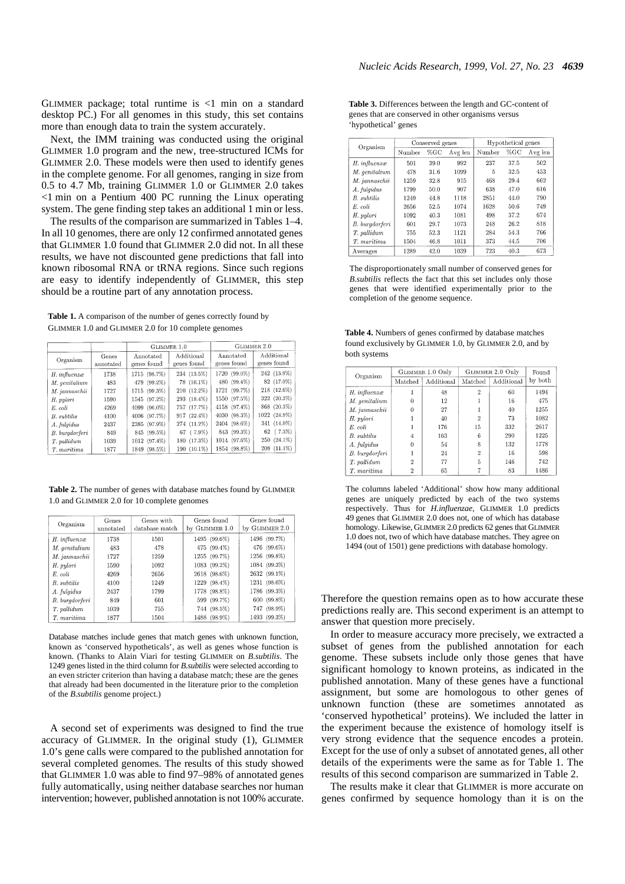GLIMMER package; total runtime is <1 min on a standard desktop PC.) For all genomes in this study, this set contains more than enough data to train the system accurately.

Next, the IMM training was conducted using the original GLIMMER 1.0 program and the new, tree-structured ICMs for GLIMMER 2.0. These models were then used to identify genes in the complete genome. For all genomes, ranging in size from 0.5 to 4.7 Mb, training GLIMMER 1.0 or GLIMMER 2.0 takes <1 min on a Pentium 400 PC running the Linux operating system. The gene finding step takes an additional 1 min or less.

The results of the comparison are summarized in Tables 1–4. In all 10 genomes, there are only 12 confirmed annotated genes that GLIMMER 1.0 found that GLIMMER 2.0 did not. In all these results, we have not discounted gene predictions that fall into known ribosomal RNA or tRNA regions. Since such regions are easy to identify independently of GLIMMER, this step should be a routine part of any annotation process.

**Table 1.** A comparison of the number of genes correctly found by GLIMMER 1.0 and GLIMMER 2.0 for 10 complete genomes

| Organism | Genes annotated | GLIMMER 1.0 | | GLIMMER 2.0 | |
|---|---|---|---|---|---|
| | | Annotated genes found | Additional genes found | Annotated genes found | Additional genes found |
| *H. influenzæ* | 1738 | 1715 (98.7%) | 234 (13.5%) | 1720 (99.0%) | 242 (13.9%) |
| *M. genitalium* | 483 | 479 (99.2%) | 78 (16.1%) | 480 (99.4%) | 82 (17.0%) |
| *M. jannaschii* | 1727 | 1715 (99.3%) | 210 (12.2%) | 1721 (99.7%) | 218 (12.6%) |
| *H. pylori* | 1590 | 1545 (97.2%) | 293 (18.4%) | 1550 (97.5%) | 322 (20.3%) |
| *E. coli* | 4269 | 4099 (96.0%) | 757 (17.7%) | 4158 (97.4%) | 868 (20.3%) |
| *B. subtilis* | 4100 | 4006 (97.7%) | 917 (22.4%) | 4030 (98.3%) | 1022 (24.9%) |
| *A. fulgidus* | 2437 | 2385 (97.9%) | 274 (11.2%) | 2404 (98.6%) | 341 (14.0%) |
| *B. burgdorferi* | 849 | 845 (99.5%) | 67 (7.9%) | 843 (99.3%) | 62 (7.3%) |
| *T. pallidum* | 1039 | 1012 (97.4%) | 180 (17.3%) | 1014 (97.6%) | 250 (24.1%) |
| *T. maritima* | 1877 | 1849 (98.5%) | 190 (10.1%) | 1854 (98.8%) | 208 (11.1%) |

**Table 2.** The number of genes with database matches found by GLIMMER 1.0 and GLIMMER 2.0 for 10 complete genomes

| Organism | Genes annotated | Genes with database match | Genes found by GLIMMER 1.0 | Genes found by GLIMMER 2.0 |
|---|---|---|---|---|
| *H. influenzæ* | 1738 | 1501 | 1495 (99.6%) | 1496 (99.7%) |
| *M. genitalium* | 483 | 478 | 475 (99.4%) | 476 (99.6%) |
| *M. jannaschii* | 1727 | 1259 | 1255 (99.7%) | 1256 (99.8%) |
| *H. pylori* | 1590 | 1092 | 1083 (99.2%) | 1084 (99.3%) |
| *E. coli* | 4269 | 2656 | 2618 (98.6%) | 2632 (99.1%) |
| *B. subtilis* | 4100 | 1249 | 1229 (98.4%) | 1231 (98.6%) |
| *A. fulgidus* | 2437 | 1799 | 1778 (98.8%) | 1786 (99.3%) |
| *B. burgdorferi* | 849 | 601 | 599 (99.7%) | 600 (99.8%) |
| *T. pallidum* | 1039 | 755 | 744 (98.5%) | 747 (98.9%) |
| *T. maritima* | 1877 | 1504 | 1488 (98.9%) | 1493 (99.3%) |

Database matches include genes that match genes with unknown function, known as 'conserved hypotheticals', as well as genes whose function is known. (Thanks to Alain Viari for testing GLIMMER on *B.subtilis*. The 1249 genes listed in the third column for *B.subtilis* were selected according to an even stricter criterion than having a database match; these are the genes that already had been documented in the literature prior to the completion of the *B.subtilis* genome project.)

A second set of experiments was designed to find the true accuracy of GLIMMER. In the original study (1), GLIMMER 1.0's gene calls were compared to the published annotation for several completed genomes. The results of this study showed that GLIMMER 1.0 was able to find 97–98% of annotated genes fully automatically, using neither database searches nor human intervention; however, published annotation is not 100% accurate.

**Table 3.** Differences between the length and GC-content of genes that are conserved in other organisms versus 'hypothetical' genes

| Organism | Conserved genes | | | Hypothetical genes | | |
|---|---|---|---|---|---|---|
| | Number | %GC | Avg len | Number | %GC | Avg len |
| *H. influenzæ* | 501 | 39.0 | 992 | 237 | 37.5 | 502 |
| *M. genitalium* | 478 | 31.6 | 1099 | 5 | 32.5 | 453 |
| *M. jannaschii* | 1259 | 32.8 | 915 | 468 | 29.4 | 662 |
| *A. fulgidus* | 1799 | 50.0 | 907 | 638 | 47.0 | 616 |
| *B. subtilis* | 1249 | 44.8 | 1118 | 2851 | 44.0 | 790 |
| *E. coli* | 2656 | 52.5 | 1074 | 1628 | 50.6 | 749 |
| *H. pylori* | 1092 | 40.3 | 1081 | 498 | 37.2 | 674 |
| *B. burgdorferi* | 601 | 29.7 | 1073 | 248 | 26.2 | 818 |
| *T. pallidum* | 755 | 52.3 | 1121 | 284 | 54.3 | 766 |
| *T. maritima* | 1504 | 46.8 | 1011 | 373 | 44.5 | 706 |
| Averages | 1289 | 42.0 | 1039 | 723 | 40.3 | 673 |

The disproportionately small number of conserved genes for *B.subtilis* reflects the fact that this set includes only those genes that were identified experimentally prior to the completion of the genome sequence.

**Table 4.** Numbers of genes confirmed by database matches found exclusively by GLIMMER 1.0, by GLIMMER 2.0, and by both systems

| Organism | GLIMMER 1.0 Only | | GLIMMER 2.0 Only | | Found by both |
|---|---|---|---|---|---|
| | Matched | Additional | Matched | Additional | |
| *H. influenzæ* | 1 | 48 | 2 | 60 | 1494 |
| *M. genitalium* | 0 | 12 | 1 | 16 | 475 |
| *M. jannaschii* | 0 | 27 | 1 | 40 | 1255 |
| *H. pylori* | 1 | 40 | 2 | 73 | 1082 |
| *E. coli* | 1 | 176 | 15 | 332 | 2617 |
| *B. subtilis* | 4 | 163 | 6 | 290 | 1225 |
| *A. fulgidus* | 0 | 54 | 8 | 132 | 1778 |
| *B. burgdorferi* | 1 | 24 | 2 | 16 | 598 |
| *T. pallidum* | 2 | 77 | 5 | 146 | 742 |
| *T. maritima* | 2 | 65 | 7 | 83 | 1486 |

The columns labeled 'Additional' show how many additional genes are uniquely predicted by each of the two systems respectively. Thus for *H.influenzae*, GLIMMER 1.0 predicts 49 genes that GLIMMER 2.0 does not, one of which has database homology. Likewise, GLIMMER 2.0 predicts 62 genes that GLIMMER 1.0 does not, two of which have database matches. They agree on 1494 (out of 1501) gene predictions with database homology.

Therefore the question remains open as to how accurate these predictions really are. This second experiment is an attempt to answer that question more precisely.

In order to measure accuracy more precisely, we extracted a subset of genes from the published annotation for each genome. These subsets include only those genes that have significant homology to known proteins, as indicated in the published annotation. Many of these genes have a functional assignment, but some are homologous to other genes of unknown function (these are sometimes annotated as 'conserved hypothetical' proteins). We included the latter in the experiment because the existence of homology itself is very strong evidence that the sequence encodes a protein. Except for the use of only a subset of annotated genes, all other details of the experiments were the same as for Table 1. The results of this second comparison are summarized in Table 2.

The results make it clear that GLIMMER is more accurate on genes confirmed by sequence homology than it is on the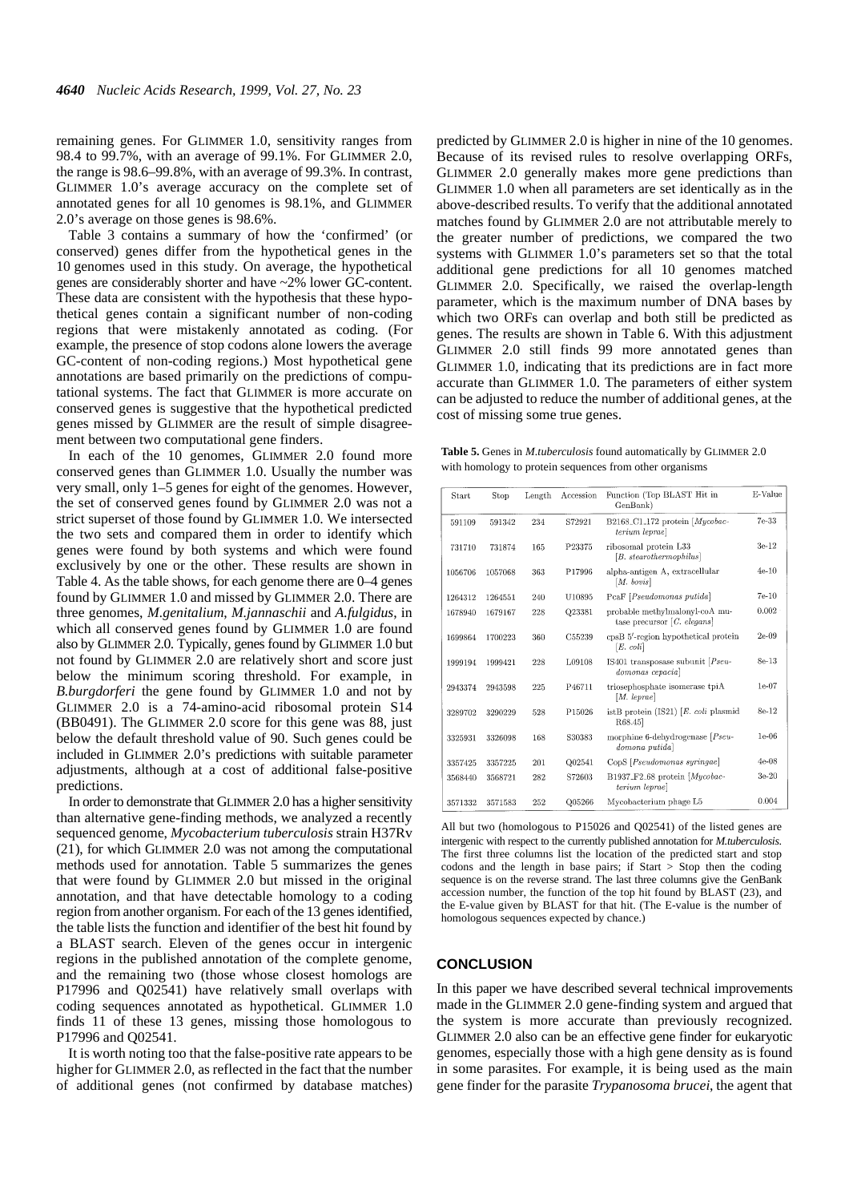remaining genes. For GLIMMER 1.0, sensitivity ranges from 98.4 to 99.7%, with an average of 99.1%. For GLIMMER 2.0, the range is 98.6–99.8%, with an average of 99.3%. In contrast, GLIMMER 1.0's average accuracy on the complete set of annotated genes for all 10 genomes is 98.1%, and GLIMMER 2.0's average on those genes is 98.6%.

Table 3 contains a summary of how the 'confirmed' (or conserved) genes differ from the hypothetical genes in the 10 genomes used in this study. On average, the hypothetical genes are considerably shorter and have ~2% lower GC-content. These data are consistent with the hypothesis that these hypothetical genes contain a significant number of non-coding regions that were mistakenly annotated as coding. (For example, the presence of stop codons alone lowers the average GC-content of non-coding regions.) Most hypothetical gene annotations are based primarily on the predictions of computational systems. The fact that GLIMMER is more accurate on conserved genes is suggestive that the hypothetical predicted genes missed by GLIMMER are the result of simple disagreement between two computational gene finders.

In each of the 10 genomes, GLIMMER 2.0 found more conserved genes than GLIMMER 1.0. Usually the number was very small, only 1–5 genes for eight of the genomes. However, the set of conserved genes found by GLIMMER 2.0 was not a strict superset of those found by GLIMMER 1.0. We intersected the two sets and compared them in order to identify which genes were found by both systems and which were found exclusively by one or the other. These results are shown in Table 4. As the table shows, for each genome there are 0–4 genes found by GLIMMER 1.0 and missed by GLIMMER 2.0. There are three genomes, *M.genitalium*, *M.jannaschii* and *A.fulgidus*, in which all conserved genes found by GLIMMER 1.0 are found also by GLIMMER 2.0. Typically, genes found by GLIMMER 1.0 but not found by GLIMMER 2.0 are relatively short and score just below the minimum scoring threshold. For example, in *B.burgdorferi* the gene found by GLIMMER 1.0 and not by GLIMMER 2.0 is a 74-amino-acid ribosomal protein S14 (BB0491). The GLIMMER 2.0 score for this gene was 88, just below the default threshold value of 90. Such genes could be included in GLIMMER 2.0's predictions with suitable parameter adjustments, although at a cost of additional false-positive predictions.

In order to demonstrate that GLIMMER 2.0 has a higher sensitivity than alternative gene-finding methods, we analyzed a recently sequenced genome, *Mycobacterium tuberculosis* strain H37Rv (21), for which GLIMMER 2.0 was not among the computational methods used for annotation. Table 5 summarizes the genes that were found by GLIMMER 2.0 but missed in the original annotation, and that have detectable homology to a coding region from another organism. For each of the 13 genes identified, the table lists the function and identifier of the best hit found by a BLAST search. Eleven of the genes occur in intergenic regions in the published annotation of the complete genome, and the remaining two (those whose closest homologs are P17996 and Q02541) have relatively small overlaps with coding sequences annotated as hypothetical. GLIMMER 1.0 finds 11 of these 13 genes, missing those homologous to P17996 and Q02541.

It is worth noting too that the false-positive rate appears to be higher for GLIMMER 2.0, as reflected in the fact that the number of additional genes (not confirmed by database matches) predicted by GLIMMER 2.0 is higher in nine of the 10 genomes. Because of its revised rules to resolve overlapping ORFs, GLIMMER 2.0 generally makes more gene predictions than GLIMMER 1.0 when all parameters are set identically as in the above-described results. To verify that the additional annotated matches found by GLIMMER 2.0 are not attributable merely to the greater number of predictions, we compared the two systems with GLIMMER 1.0's parameters set so that the total additional gene predictions for all 10 genomes matched GLIMMER 2.0. Specifically, we raised the overlap-length parameter, which is the maximum number of DNA bases by which two ORFs can overlap and both still be predicted as genes. The results are shown in Table 6. With this adjustment GLIMMER 2.0 still finds 99 more annotated genes than GLIMMER 1.0, indicating that its predictions are in fact more accurate than GLIMMER 1.0. The parameters of either system can be adjusted to reduce the number of additional genes, at the cost of missing some true genes.

**Table 5.** Genes in *M.tuberculosis* found automatically by GLIMMER 2.0 with homology to protein sequences from other organisms

| Start | Stop | Length | Accession | Function (Top BLAST Hit in GenBank) | E-Value |
|---|---|---|---|---|---|
| 591109 | 591342 | 234 | S72921 | B2168_C1_172 protein [*Mycobacterium leprae*] | 7e-33 |
| 731710 | 731874 | 165 | P23375 | ribosomal protein L33 [*B. stearothermophilus*] | 3e-12 |
| 1056706 | 1057068 | 363 | P17996 | alpha-antigen A, extracellular [*M. bovis*] | 4e-10 |
| 1264312 | 1264551 | 240 | U10895 | PcaF [*Pseudomonas putida*] | 7e-10 |
| 1678940 | 1679167 | 228 | Q23381 | probable methylmalonyl-coA mutase precursor [*C. elegans*] | 0.002 |
| 1699864 | 1700223 | 360 | C55239 | cpsB 5′-region hypothetical protein [*E. coli*] | 2e-09 |
| 1999194 | 1999421 | 228 | L09108 | IS401 transposase subunit [*Pseudomonas cepacia*] | 8e-13 |
| 2943374 | 2943598 | 225 | P46711 | triosephosphate isomerase tpiA [*M. leprae*] | 1e-07 |
| 3289702 | 3290229 | 528 | P15026 | istB protein (IS21) [*E. coli* plasmid R68.45] | 8e-12 |
| 3325931 | 3326098 | 168 | S30383 | morphine 6-dehydrogenase [*Pseudomonas putida*] | 1e-06 |
| 3357425 | 3357225 | 201 | Q02541 | CopS [*Pseudomonas syringae*] | 4e-08 |
| 3568440 | 3568721 | 282 | S72603 | B1937_F2_68 protein [*Mycobacterium leprae*] | 3e-20 |
| 3571332 | 3571583 | 252 | Q05266 | Mycobacterium phage L5 | 0.004 |

All but two (homologous to P15026 and Q02541) of the listed genes are intergenic with respect to the currently published annotation for *M.tuberculosis*. The first three columns list the location of the predicted start and stop codons and the length in base pairs; if Start > Stop then the coding sequence is on the reverse strand. The last three columns give the GenBank accession number, the function of the top hit found by BLAST (23), and the E-value given by BLAST for that hit. (The E-value is the number of homologous sequences expected by chance.)

## CONCLUSION

In this paper we have described several technical improvements made in the GLIMMER 2.0 gene-finding system and argued that the system is more accurate than previously recognized. GLIMMER 2.0 also can be an effective gene finder for eukaryotic genomes, especially those with a high gene density as is found in some parasites. For example, it is being used as the main gene finder for the parasite *Trypanosoma brucei*, the agent that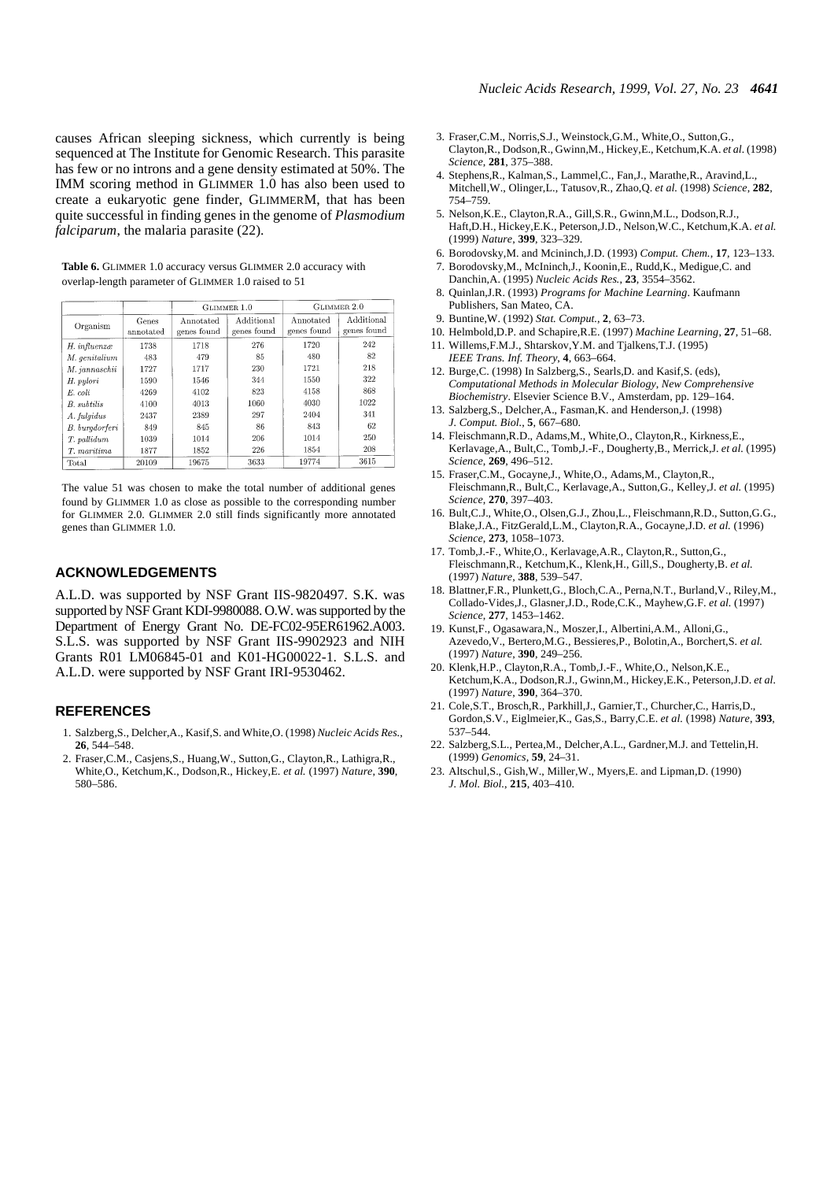causes African sleeping sickness, which currently is being sequenced at The Institute for Genomic Research. This parasite has few or no introns and a gene density estimated at 50%. The IMM scoring method in GLIMMER 1.0 has also been used to create a eukaryotic gene finder, GLIMMERM, that has been quite successful in finding genes in the genome of *Plasmodium falciparum*, the malaria parasite (22).

**Table 6.** GLIMMER 1.0 accuracy versus GLIMMER 2.0 accuracy with overlap-length parameter of GLIMMER 1.0 raised to 51

| Organism | Genes annotated | GLIMMER 1.0 | | GLIMMER 2.0 | |
|---|---|---|---|---|---|
| | | Annotated genes found | Additional genes found | Annotated genes found | Additional genes found |
| *H. influenzæ* | 1738 | 1718 | 276 | 1720 | 242 |
| *M. genitalium* | 483 | 479 | 85 | 480 | 82 |
| *M. jannaschii* | 1727 | 1717 | 230 | 1721 | 218 |
| *H. pylori* | 1590 | 1546 | 344 | 1550 | 322 |
| *E. coli* | 4269 | 4102 | 823 | 4158 | 868 |
| *B. subtilis* | 4100 | 4013 | 1060 | 4030 | 1022 |
| *A. fulgidus* | 2437 | 2389 | 297 | 2404 | 341 |
| *B. burgdorferi* | 849 | 845 | 86 | 843 | 62 |
| *T. pallidum* | 1039 | 1014 | 206 | 1014 | 250 |
| *T. maritima* | 1877 | 1852 | 226 | 1854 | 208 |
| Total | 20109 | 19675 | 3633 | 19774 | 3615 |

The value 51 was chosen to make the total number of additional genes found by GLIMMER 1.0 as close as possible to the corresponding number for GLIMMER 2.0. GLIMMER 2.0 still finds significantly more annotated genes than GLIMMER 1.0.

## ACKNOWLEDGEMENTS

A.L.D. was supported by NSF Grant IIS-9820497. S.K. was supported by NSF Grant KDI-9980088. O.W. was supported by the Department of Energy Grant No. DE-FC02-95ER61962.A003. S.L.S. was supported by NSF Grant IIS-9902923 and NIH Grants R01 LM06845-01 and K01-HG00022-1. S.L.S. and A.L.D. were supported by NSF Grant IRI-9530462.

## REFERENCES

1. Salzberg,S., Delcher,A., Kasif,S. and White,O. (1998) *Nucleic Acids Res.*, **26**, 544–548.
2. Fraser,C.M., Casjens,S., Huang,W., Sutton,G., Clayton,R., Lathigra,R., White,O., Ketchum,K., Dodson,R., Hickey,E. *et al.* (1997) *Nature*, **390**, 580–586.
3. Fraser,C.M., Norris,S.J., Weinstock,G.M., White,O., Sutton,G., Clayton,R., Dodson,R., Gwinn,M., Hickey,E., Ketchum,K.A. *et al.* (1998) *Science*, **281**, 375–388.
4. Stephens,R., Kalman,S., Lammel,C., Fan,J., Marathe,R., Aravind,L., Mitchell,W., Olinger,L., Tatusov,R., Zhao,Q. *et al.* (1998) *Science*, **282**, 754–759.
5. Nelson,K.E., Clayton,R.A., Gill,S.R., Gwinn,M.L., Dodson,R.J., Haft,D.H., Hickey,E.K., Peterson,J.D., Nelson,W.C., Ketchum,K.A. *et al.* (1999) *Nature*, **399**, 323–329.
6. Borodovsky,M. and Mcininch,J.D. (1993) *Comput. Chem.*, **17**, 123–133.
7. Borodovsky,M., McIninch,J., Koonin,E., Rudd,K., Medigue,C. and Danchin,A. (1995) *Nucleic Acids Res.*, **23**, 3554–3562.
8. Quinlan,J.R. (1993) *Programs for Machine Learning*. Kaufmann Publishers, San Mateo, CA.
9. Buntine,W. (1992) *Stat. Comput.*, **2**, 63–73.
10. Helmbold,D.P. and Schapire,R.E. (1997) *Machine Learning*, **27**, 51–68.
11. Willems,F.M.J., Shtarskov,Y.M. and Tjalkens,T.J. (1995) *IEEE Trans. Inf. Theory*, **4**, 663–664.
12. Burge,C. (1998) In Salzberg,S., Searls,D. and Kasif,S. (eds), *Computational Methods in Molecular Biology, New Comprehensive Biochemistry*. Elsevier Science B.V., Amsterdam, pp. 129–164.
13. Salzberg,S., Delcher,A., Fasman,K. and Henderson,J. (1998) *J. Comput. Biol.*, **5**, 667–680.
14. Fleischmann,R.D., Adams,M., White,O., Clayton,R., Kirkness,E., Kerlavage,A., Bult,C., Tomb,J.-F., Dougherty,B., Merrick,J. *et al.* (1995) *Science*, **269**, 496–512.
15. Fraser,C.M., Gocayne,J., White,O., Adams,M., Clayton,R., Fleischmann,R., Bult,C., Kerlavage,A., Sutton,G., Kelley,J. *et al.* (1995) *Science*, **270**, 397–403.
16. Bult,C.J., White,O., Olsen,G.J., Zhou,L., Fleischmann,R.D., Sutton,G.G., Blake,J.A., FitzGerald,L.M., Clayton,R.A., Gocayne,J.D. *et al.* (1996) *Science*, **273**, 1058–1073.
17. Tomb,J.-F., White,O., Kerlavage,A.R., Clayton,R., Sutton,G., Fleischmann,R., Ketchum,K., Klenk,H., Gill,S., Dougherty,B. *et al.* (1997) *Nature*, **388**, 539–547.
18. Blattner,F.R., Plunkett,G., Bloch,C.A., Perna,N.T., Burland,V., Riley,M., Collado-Vides,J., Glasner,J.D., Rode,C.K., Mayhew,G.F. *et al.* (1997) *Science*, **277**, 1453–1462.
19. Kunst,F., Ogasawara,N., Moszer,I., Albertini,A.M., Alloni,G., Azevedo,V., Bertero,M.G., Bessieres,P., Bolotin,A., Borchert,S. *et al.* (1997) *Nature*, **390**, 249–256.
20. Klenk,H.P., Clayton,R.A., Tomb,J.-F., White,O., Nelson,K.E., Ketchum,K.A., Dodson,R.J., Gwinn,M., Hickey,E.K., Peterson,J.D. *et al.* (1997) *Nature*, **390**, 364–370.
21. Cole,S.T., Brosch,R., Parkhill,J., Garnier,T., Churcher,C., Harris,D., Gordon,S.V., Eiglmeier,K., Gas,S., Barry,C.E. *et al.* (1998) *Nature*, **393**, 537–544.
22. Salzberg,S.L., Pertea,M., Delcher,A.L., Gardner,M.J. and Tettelin,H. (1999) *Genomics*, **59**, 24–31.
23. Altschul,S., Gish,W., Miller,W., Myers,E. and Lipman,D. (1990) *J. Mol. Biol.*, **215**, 403–410.